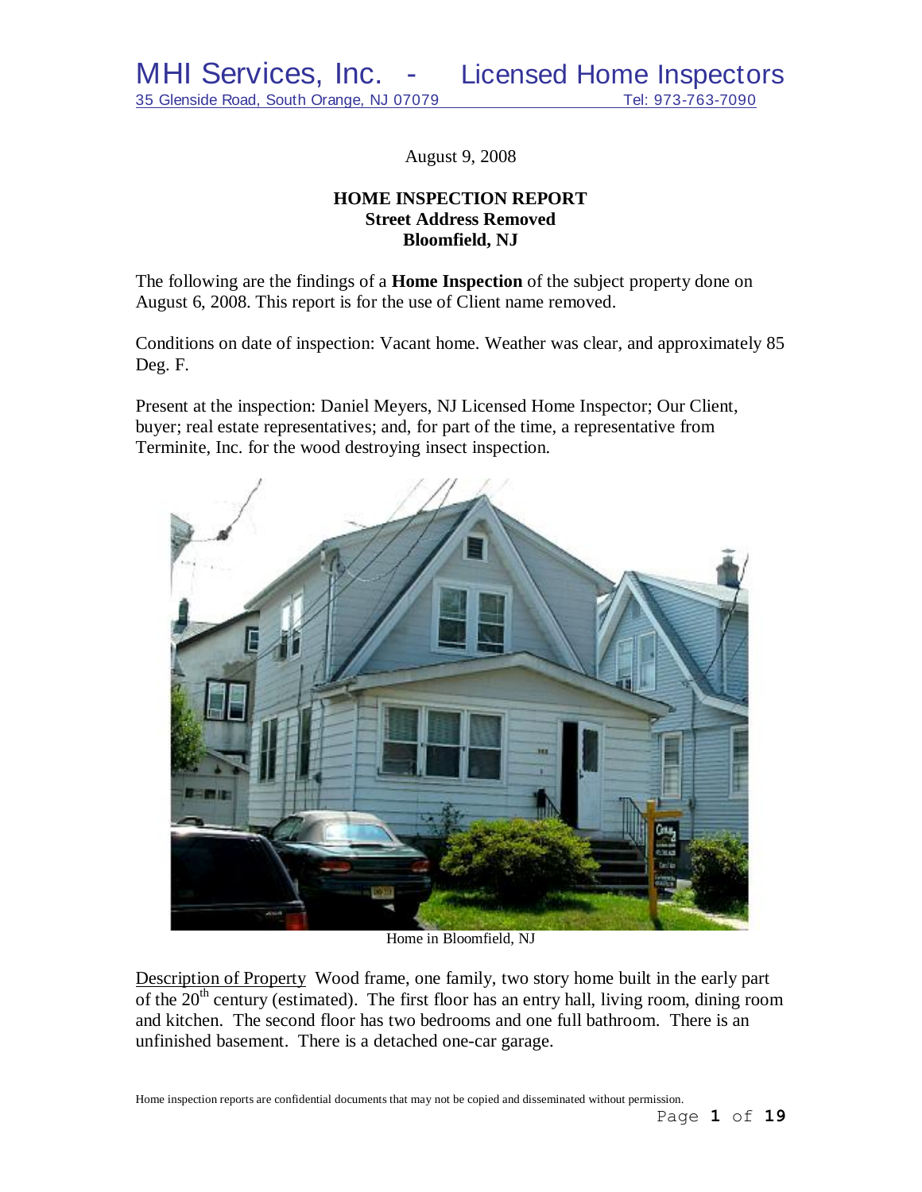MHI Services, Inc. - Licensed Home Inspectors
35 Glenside Road, South Orange, NJ 07079 Tel: 973-763-7090

August 9, 2008

**HOME INSPECTION REPORT**
**Street Address Removed**
**Bloomfield, NJ**

The following are the findings of a **Home Inspection** of the subject property done on August 6, 2008. This report is for the use of Client name removed.

Conditions on date of inspection: Vacant home. Weather was clear, and approximately 85 Deg. F.

Present at the inspection: Daniel Meyers, NJ Licensed Home Inspector; Our Client, buyer; real estate representatives; and, for part of the time, a representative from Terminite, Inc. for the wood destroying insect inspection.

Home in Bloomfield, NJ

Description of Property Wood frame, one family, two story home built in the early part of the 20th century (estimated). The first floor has an entry hall, living room, dining room and kitchen. The second floor has two bedrooms and one full bathroom. There is an unfinished basement. There is a detached one-car garage.

Home inspection reports are confidential documents that may not be copied and disseminated without permission.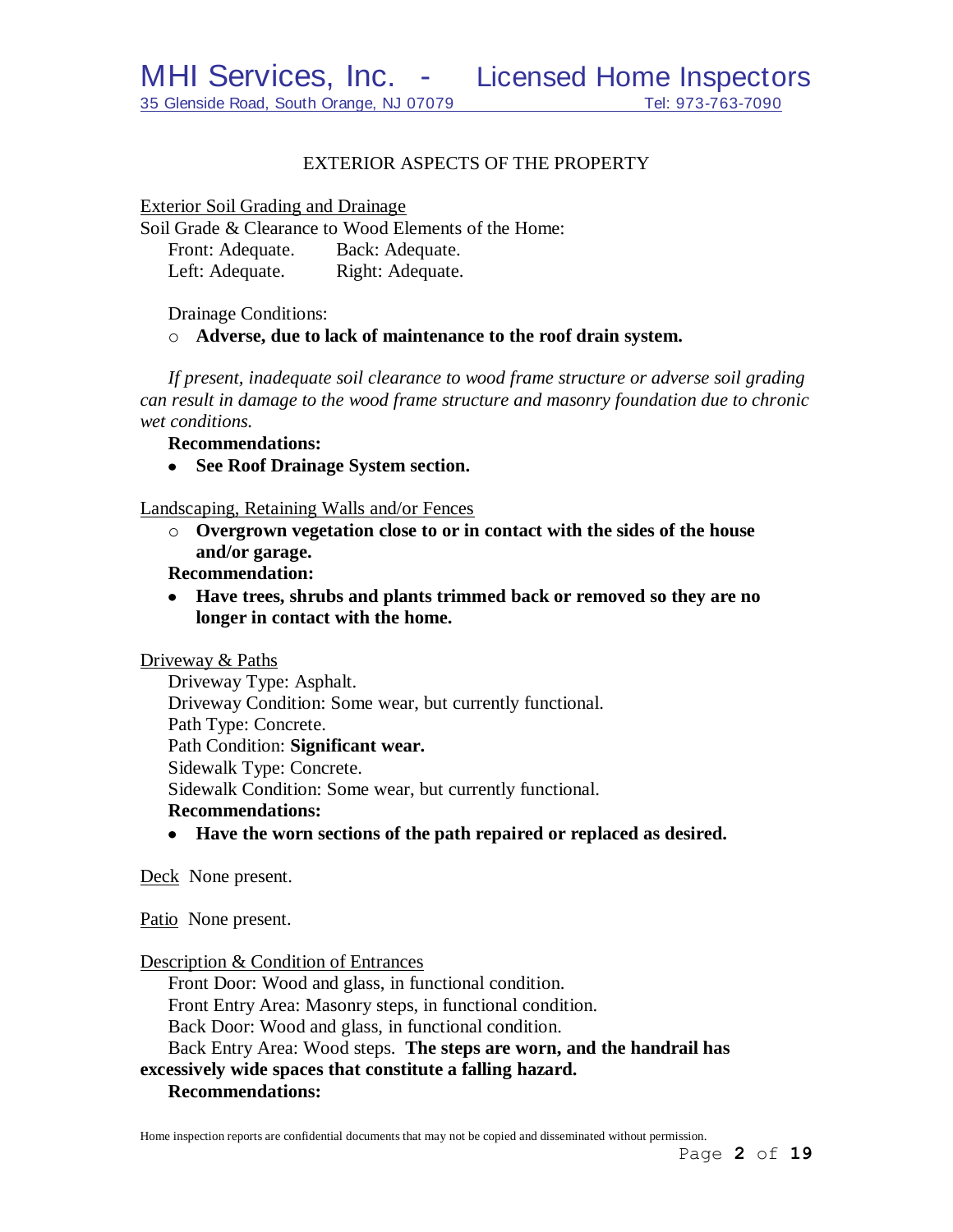## EXTERIOR ASPECTS OF THE PROPERTY

Exterior Soil Grading and Drainage

Soil Grade & Clearance to Wood Elements of the Home:

Front: Adequate. Back: Adequate.
Left: Adequate. Right: Adequate.

Drainage Conditions:

- **Adverse, due to lack of maintenance to the roof drain system.**

*If present, inadequate soil clearance to wood frame structure or adverse soil grading can result in damage to the wood frame structure and masonry foundation due to chronic wet conditions.*

**Recommendations:**

- **See Roof Drainage System section.**

Landscaping, Retaining Walls and/or Fences

- **Overgrown vegetation close to or in contact with the sides of the house and/or garage.**

**Recommendation:**

- **Have trees, shrubs and plants trimmed back or removed so they are no longer in contact with the home.**

Driveway & Paths

Driveway Type: Asphalt.
Driveway Condition: Some wear, but currently functional.
Path Type: Concrete.
Path Condition: **Significant wear.**
Sidewalk Type: Concrete.
Sidewalk Condition: Some wear, but currently functional.

**Recommendations:**

- **Have the worn sections of the path repaired or replaced as desired.**

Deck None present.

Patio None present.

Description & Condition of Entrances

Front Door: Wood and glass, in functional condition.
Front Entry Area: Masonry steps, in functional condition.
Back Door: Wood and glass, in functional condition.
Back Entry Area: Wood steps. **The steps are worn, and the handrail has excessively wide spaces that constitute a falling hazard.**

**Recommendations:**

Home inspection reports are confidential documents that may not be copied and disseminated without permission.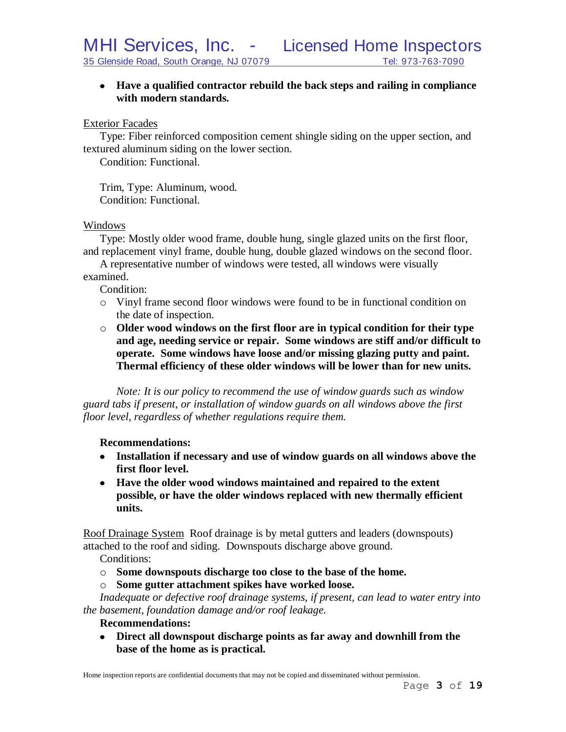- **Have a qualified contractor rebuild the back steps and railing in compliance with modern standards.**

Exterior Facades

Type: Fiber reinforced composition cement shingle siding on the upper section, and textured aluminum siding on the lower section.

Condition: Functional.

Trim, Type: Aluminum, wood.

Condition: Functional.

Windows

Type: Mostly older wood frame, double hung, single glazed units on the first floor, and replacement vinyl frame, double hung, double glazed windows on the second floor.

A representative number of windows were tested, all windows were visually examined.

Condition:

- Vinyl frame second floor windows were found to be in functional condition on the date of inspection.
- **Older wood windows on the first floor are in typical condition for their type and age, needing service or repair. Some windows are stiff and/or difficult to operate. Some windows have loose and/or missing glazing putty and paint. Thermal efficiency of these older windows will be lower than for new units.**

*Note: It is our policy to recommend the use of window guards such as window guard tabs if present, or installation of window guards on all windows above the first floor level, regardless of whether regulations require them.*

**Recommendations:**

- **Installation if necessary and use of window guards on all windows above the first floor level.**
- **Have the older wood windows maintained and repaired to the extent possible, or have the older windows replaced with new thermally efficient units.**

Roof Drainage System Roof drainage is by metal gutters and leaders (downspouts) attached to the roof and siding. Downspouts discharge above ground.

Conditions:

- **Some downspouts discharge too close to the base of the home.**
- **Some gutter attachment spikes have worked loose.**

*Inadequate or defective roof drainage systems, if present, can lead to water entry into the basement, foundation damage and/or roof leakage.*

**Recommendations:**

- **Direct all downspout discharge points as far away and downhill from the base of the home as is practical.**

Home inspection reports are confidential documents that may not be copied and disseminated without permission.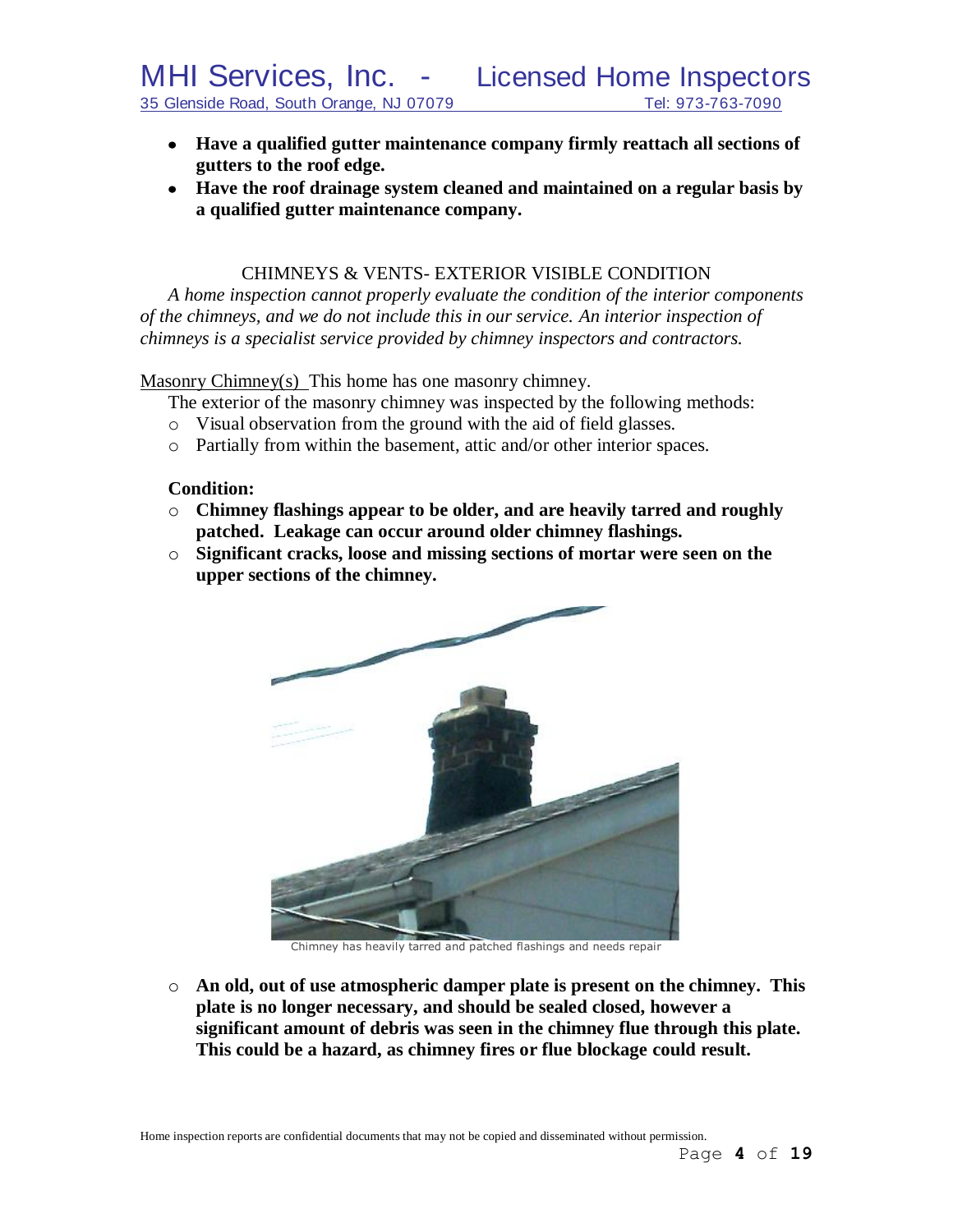- **Have a qualified gutter maintenance company firmly reattach all sections of gutters to the roof edge.**
- **Have the roof drainage system cleaned and maintained on a regular basis by a qualified gutter maintenance company.**

## CHIMNEYS & VENTS- EXTERIOR VISIBLE CONDITION

*A home inspection cannot properly evaluate the condition of the interior components of the chimneys, and we do not include this in our service. An interior inspection of chimneys is a specialist service provided by chimney inspectors and contractors.*

<u>Masonry Chimney(s)</u> This home has one masonry chimney.

The exterior of the masonry chimney was inspected by the following methods:

- Visual observation from the ground with the aid of field glasses.
- Partially from within the basement, attic and/or other interior spaces.

**Condition:**

- **Chimney flashings appear to be older, and are heavily tarred and roughly patched. Leakage can occur around older chimney flashings.**
- **Significant cracks, loose and missing sections of mortar were seen on the upper sections of the chimney.**

Chimney has heavily tarred and patched flashings and needs repair

- **An old, out of use atmospheric damper plate is present on the chimney. This plate is no longer necessary, and should be sealed closed, however a significant amount of debris was seen in the chimney flue through this plate. This could be a hazard, as chimney fires or flue blockage could result.**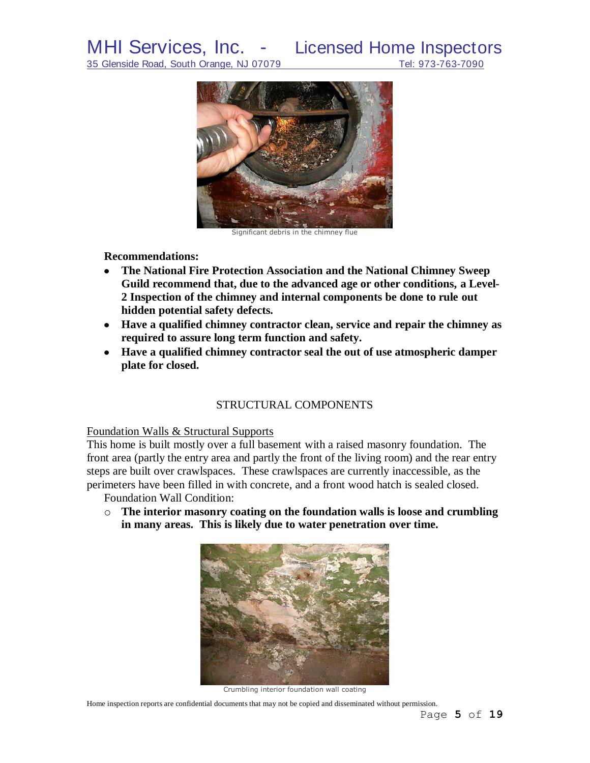Significant debris in the chimney flue

**Recommendations:**

- **The National Fire Protection Association and the National Chimney Sweep Guild recommend that, due to the advanced age or other conditions, a Level-2 Inspection of the chimney and internal components be done to rule out hidden potential safety defects.**
- **Have a qualified chimney contractor clean, service and repair the chimney as required to assure long term function and safety.**
- **Have a qualified chimney contractor seal the out of use atmospheric damper plate for closed.**

## STRUCTURAL COMPONENTS

### Foundation Walls & Structural Supports

This home is built mostly over a full basement with a raised masonry foundation. The front area (partly the entry area and partly the front of the living room) and the rear entry steps are built over crawlspaces. These crawlspaces are currently inaccessible, as the perimeters have been filled in with concrete, and a front wood hatch is sealed closed.

Foundation Wall Condition:

- **The interior masonry coating on the foundation walls is loose and crumbling in many areas. This is likely due to water penetration over time.**

Crumbling interior foundation wall coating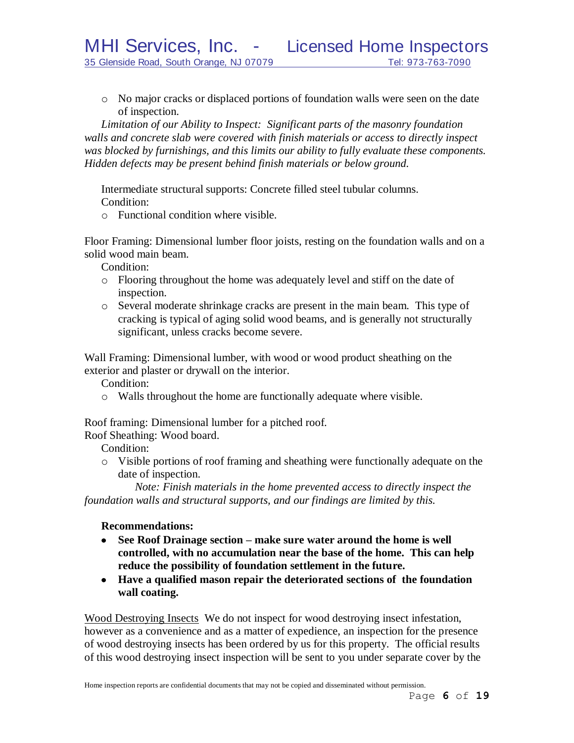- No major cracks or displaced portions of foundation walls were seen on the date of inspection.

*Limitation of our Ability to Inspect: Significant parts of the masonry foundation walls and concrete slab were covered with finish materials or access to directly inspect was blocked by furnishings, and this limits our ability to fully evaluate these components. Hidden defects may be present behind finish materials or below ground.*

Intermediate structural supports: Concrete filled steel tubular columns.
Condition:

- Functional condition where visible.

Floor Framing: Dimensional lumber floor joists, resting on the foundation walls and on a solid wood main beam.
Condition:

- Flooring throughout the home was adequately level and stiff on the date of inspection.
- Several moderate shrinkage cracks are present in the main beam. This type of cracking is typical of aging solid wood beams, and is generally not structurally significant, unless cracks become severe.

Wall Framing: Dimensional lumber, with wood or wood product sheathing on the exterior and plaster or drywall on the interior.
Condition:

- Walls throughout the home are functionally adequate where visible.

Roof framing: Dimensional lumber for a pitched roof.
Roof Sheathing: Wood board.
Condition:

- Visible portions of roof framing and sheathing were functionally adequate on the date of inspection.

*Note: Finish materials in the home prevented access to directly inspect the foundation walls and structural supports, and our findings are limited by this.*

**Recommendations:**

- **See Roof Drainage section – make sure water around the home is well controlled, with no accumulation near the base of the home. This can help reduce the possibility of foundation settlement in the future.**
- **Have a qualified mason repair the deteriorated sections of the foundation wall coating.**

Wood Destroying Insects We do not inspect for wood destroying insect infestation, however as a convenience and as a matter of expedience, an inspection for the presence of wood destroying insects has been ordered by us for this property. The official results of this wood destroying insect inspection will be sent to you under separate cover by the

Home inspection reports are confidential documents that may not be copied and disseminated without permission.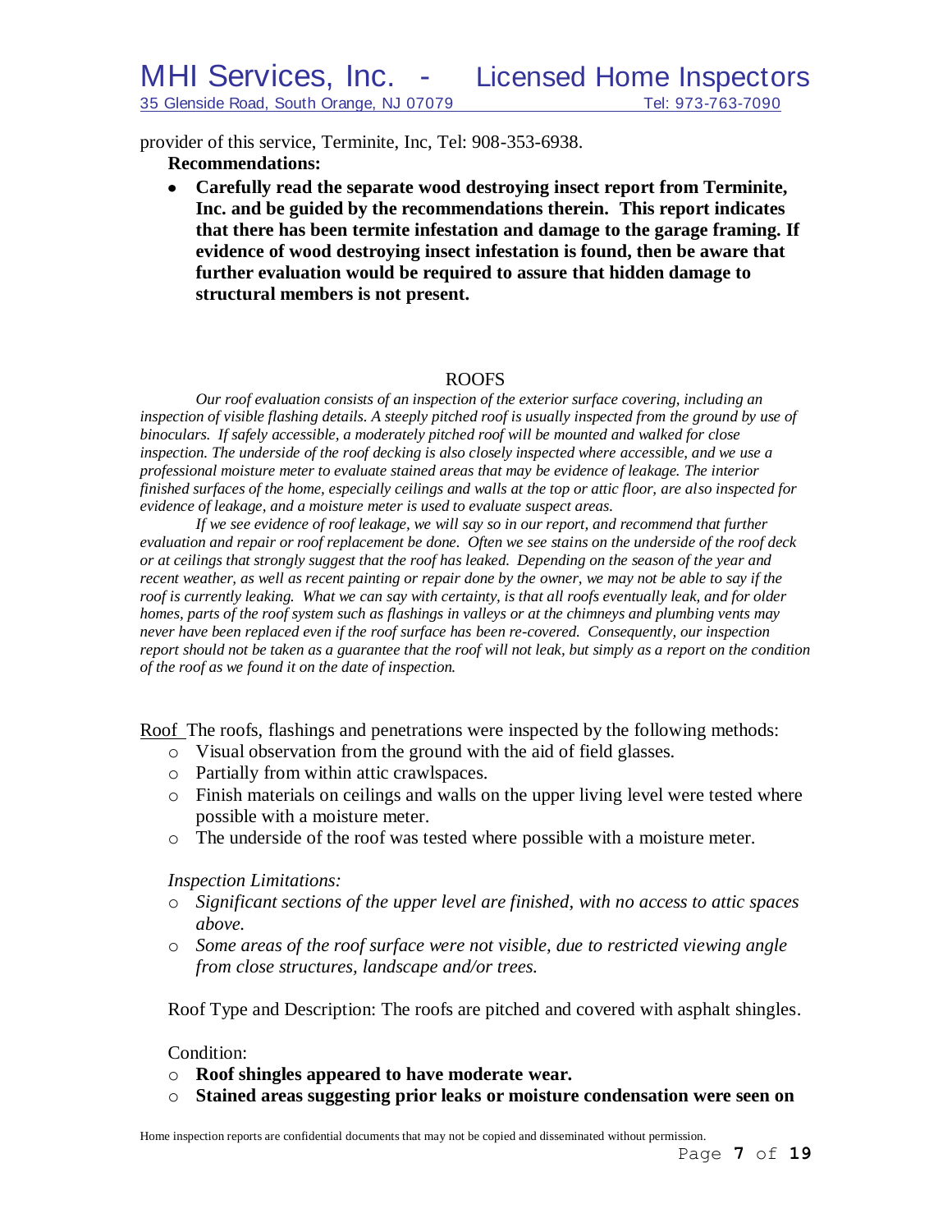provider of this service, Terminite, Inc, Tel: 908-353-6938.

**Recommendations:**

- **Carefully read the separate wood destroying insect report from Terminite, Inc. and be guided by the recommendations therein. This report indicates that there has been termite infestation and damage to the garage framing. If evidence of wood destroying insect infestation is found, then be aware that further evaluation would be required to assure that hidden damage to structural members is not present.**

## ROOFS

*Our roof evaluation consists of an inspection of the exterior surface covering, including an inspection of visible flashing details. A steeply pitched roof is usually inspected from the ground by use of binoculars. If safely accessible, a moderately pitched roof will be mounted and walked for close inspection. The underside of the roof decking is also closely inspected where accessible, and we use a professional moisture meter to evaluate stained areas that may be evidence of leakage. The interior finished surfaces of the home, especially ceilings and walls at the top or attic floor, are also inspected for evidence of leakage, and a moisture meter is used to evaluate suspect areas.*

*If we see evidence of roof leakage, we will say so in our report, and recommend that further evaluation and repair or roof replacement be done. Often we see stains on the underside of the roof deck or at ceilings that strongly suggest that the roof has leaked. Depending on the season of the year and recent weather, as well as recent painting or repair done by the owner, we may not be able to say if the roof is currently leaking. What we can say with certainty, is that all roofs eventually leak, and for older homes, parts of the roof system such as flashings in valleys or at the chimneys and plumbing vents may never have been replaced even if the roof surface has been re-covered. Consequently, our inspection report should not be taken as a guarantee that the roof will not leak, but simply as a report on the condition of the roof as we found it on the date of inspection.*

<u>Roof</u> The roofs, flashings and penetrations were inspected by the following methods:

- Visual observation from the ground with the aid of field glasses.
- Partially from within attic crawlspaces.
- Finish materials on ceilings and walls on the upper living level were tested where possible with a moisture meter.
- The underside of the roof was tested where possible with a moisture meter.

*Inspection Limitations:*

- *Significant sections of the upper level are finished, with no access to attic spaces above.*
- *Some areas of the roof surface were not visible, due to restricted viewing angle from close structures, landscape and/or trees.*

Roof Type and Description: The roofs are pitched and covered with asphalt shingles.

Condition:

- **Roof shingles appeared to have moderate wear.**
- **Stained areas suggesting prior leaks or moisture condensation were seen on**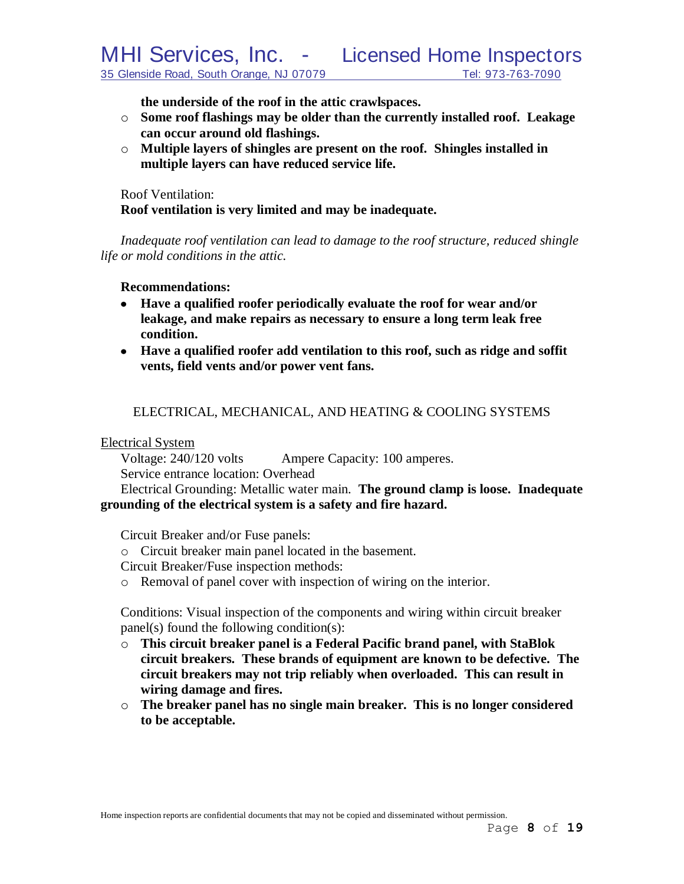**the underside of the roof in the attic crawlspaces.**

- **Some roof flashings may be older than the currently installed roof. Leakage can occur around old flashings.**
- **Multiple layers of shingles are present on the roof. Shingles installed in multiple layers can have reduced service life.**

Roof Ventilation:
**Roof ventilation is very limited and may be inadequate.**

*Inadequate roof ventilation can lead to damage to the roof structure, reduced shingle life or mold conditions in the attic.*

**Recommendations:**

- **Have a qualified roofer periodically evaluate the roof for wear and/or leakage, and make repairs as necessary to ensure a long term leak free condition.**
- **Have a qualified roofer add ventilation to this roof, such as ridge and soffit vents, field vents and/or power vent fans.**

## ELECTRICAL, MECHANICAL, AND HEATING & COOLING SYSTEMS

### Electrical System

Voltage: 240/120 volts        Ampere Capacity: 100 amperes.

Service entrance location: Overhead

Electrical Grounding: Metallic water main. **The ground clamp is loose. Inadequate grounding of the electrical system is a safety and fire hazard.**

Circuit Breaker and/or Fuse panels:

- Circuit breaker main panel located in the basement.

Circuit Breaker/Fuse inspection methods:

- Removal of panel cover with inspection of wiring on the interior.

Conditions: Visual inspection of the components and wiring within circuit breaker panel(s) found the following condition(s):

- **This circuit breaker panel is a Federal Pacific brand panel, with StaBlok circuit breakers. These brands of equipment are known to be defective. The circuit breakers may not trip reliably when overloaded. This can result in wiring damage and fires.**
- **The breaker panel has no single main breaker. This is no longer considered to be acceptable.**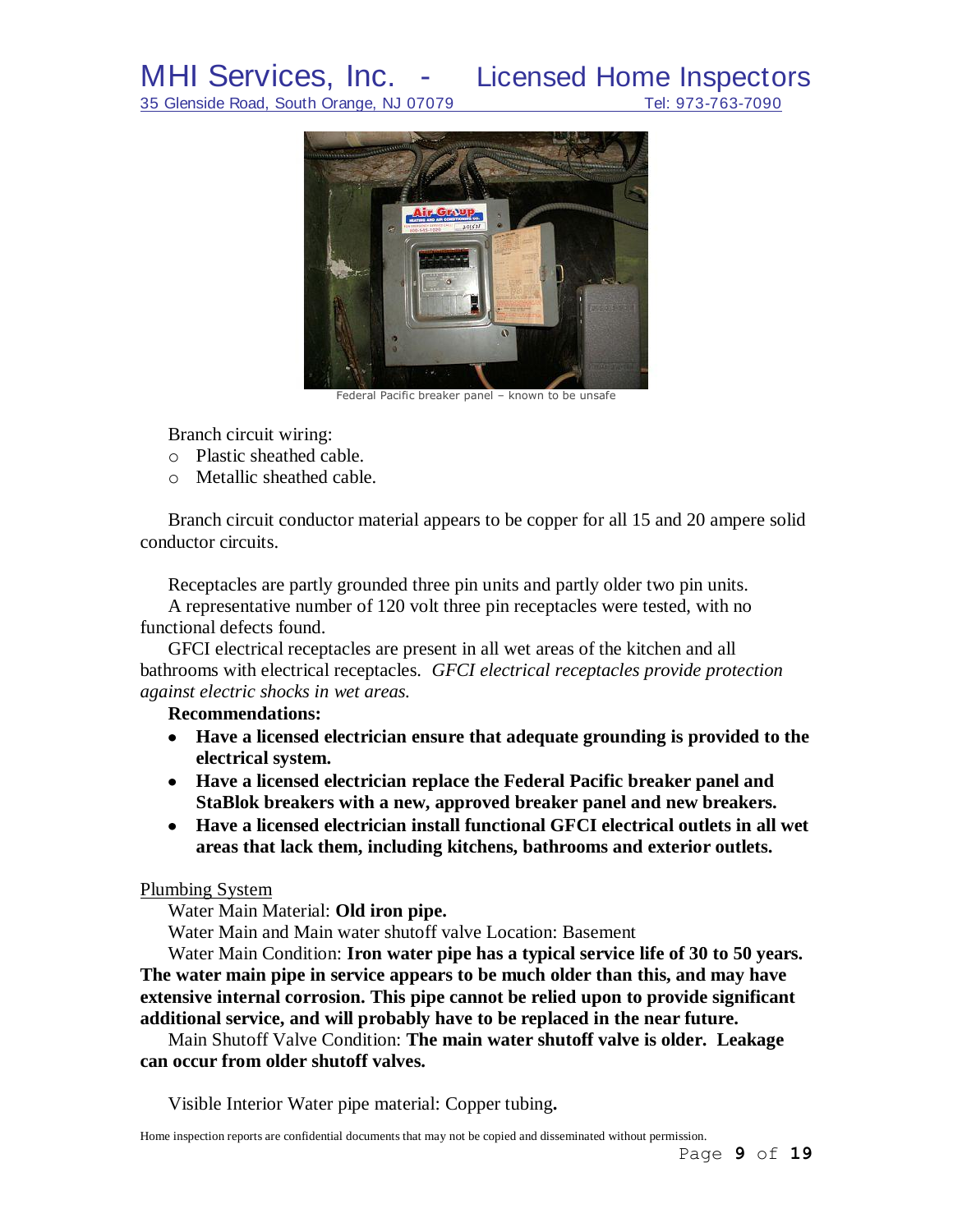Federal Pacific breaker panel – known to be unsafe

Branch circuit wiring:

- Plastic sheathed cable.
- Metallic sheathed cable.

Branch circuit conductor material appears to be copper for all 15 and 20 ampere solid conductor circuits.

Receptacles are partly grounded three pin units and partly older two pin units.
A representative number of 120 volt three pin receptacles were tested, with no functional defects found.
GFCI electrical receptacles are present in all wet areas of the kitchen and all bathrooms with electrical receptacles. *GFCI electrical receptacles provide protection against electric shocks in wet areas.*

**Recommendations:**

- **Have a licensed electrician ensure that adequate grounding is provided to the electrical system.**
- **Have a licensed electrician replace the Federal Pacific breaker panel and StaBlok breakers with a new, approved breaker panel and new breakers.**
- **Have a licensed electrician install functional GFCI electrical outlets in all wet areas that lack them, including kitchens, bathrooms and exterior outlets.**

Plumbing System

Water Main Material: **Old iron pipe.**
Water Main and Main water shutoff valve Location: Basement
Water Main Condition: **Iron water pipe has a typical service life of 30 to 50 years. The water main pipe in service appears to be much older than this, and may have extensive internal corrosion. This pipe cannot be relied upon to provide significant additional service, and will probably have to be replaced in the near future.**
Main Shutoff Valve Condition: **The main water shutoff valve is older. Leakage can occur from older shutoff valves.**

Visible Interior Water pipe material: Copper tubing**.**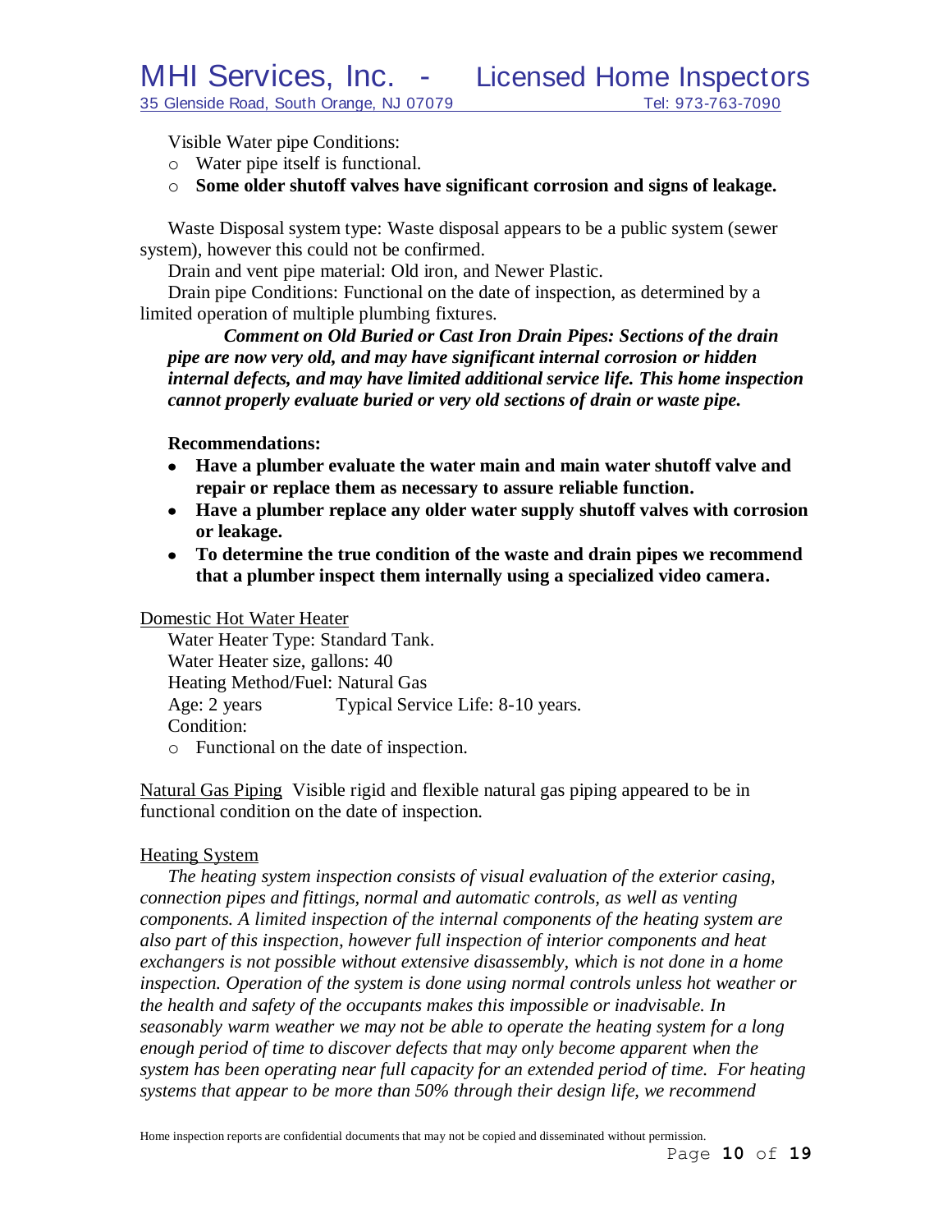Visible Water pipe Conditions:

- Water pipe itself is functional.
- **Some older shutoff valves have significant corrosion and signs of leakage.**

Waste Disposal system type: Waste disposal appears to be a public system (sewer system), however this could not be confirmed.

Drain and vent pipe material: Old iron, and Newer Plastic.

Drain pipe Conditions: Functional on the date of inspection, as determined by a limited operation of multiple plumbing fixtures.

***Comment on Old Buried or Cast Iron Drain Pipes: Sections of the drain pipe are now very old, and may have significant internal corrosion or hidden internal defects, and may have limited additional service life. This home inspection cannot properly evaluate buried or very old sections of drain or waste pipe.***

**Recommendations:**

- **Have a plumber evaluate the water main and main water shutoff valve and repair or replace them as necessary to assure reliable function.**
- **Have a plumber replace any older water supply shutoff valves with corrosion or leakage.**
- **To determine the true condition of the waste and drain pipes we recommend that a plumber inspect them internally using a specialized video camera.**

Domestic Hot Water Heater

Water Heater Type: Standard Tank.

Water Heater size, gallons: 40

Heating Method/Fuel: Natural Gas

Age: 2 years Typical Service Life: 8-10 years.

Condition:

- Functional on the date of inspection.

Natural Gas Piping Visible rigid and flexible natural gas piping appeared to be in functional condition on the date of inspection.

Heating System

*The heating system inspection consists of visual evaluation of the exterior casing, connection pipes and fittings, normal and automatic controls, as well as venting components. A limited inspection of the internal components of the heating system are also part of this inspection, however full inspection of interior components and heat exchangers is not possible without extensive disassembly, which is not done in a home inspection. Operation of the system is done using normal controls unless hot weather or the health and safety of the occupants makes this impossible or inadvisable. In seasonably warm weather we may not be able to operate the heating system for a long enough period of time to discover defects that may only become apparent when the system has been operating near full capacity for an extended period of time. For heating systems that appear to be more than 50% through their design life, we recommend*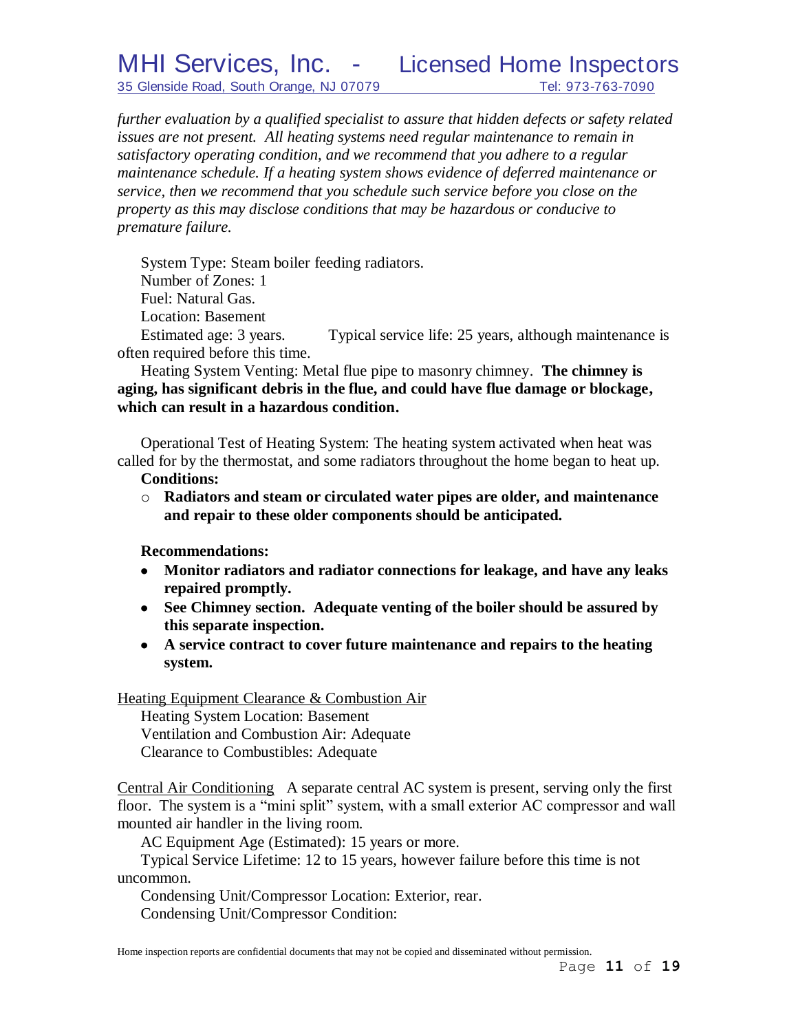*further evaluation by a qualified specialist to assure that hidden defects or safety related issues are not present. All heating systems need regular maintenance to remain in satisfactory operating condition, and we recommend that you adhere to a regular maintenance schedule. If a heating system shows evidence of deferred maintenance or service, then we recommend that you schedule such service before you close on the property as this may disclose conditions that may be hazardous or conducive to premature failure.*

System Type: Steam boiler feeding radiators.
Number of Zones: 1
Fuel: Natural Gas.
Location: Basement
Estimated age: 3 years. Typical service life: 25 years, although maintenance is often required before this time.

Heating System Venting: Metal flue pipe to masonry chimney. **The chimney is aging, has significant debris in the flue, and could have flue damage or blockage, which can result in a hazardous condition.**

Operational Test of Heating System: The heating system activated when heat was called for by the thermostat, and some radiators throughout the home began to heat up.

**Conditions:**

- **Radiators and steam or circulated water pipes are older, and maintenance and repair to these older components should be anticipated.**

**Recommendations:**

- **Monitor radiators and radiator connections for leakage, and have any leaks repaired promptly.**
- **See Chimney section. Adequate venting of the boiler should be assured by this separate inspection.**
- **A service contract to cover future maintenance and repairs to the heating system.**

Heating Equipment Clearance & Combustion Air

Heating System Location: Basement
Ventilation and Combustion Air: Adequate
Clearance to Combustibles: Adequate

Central Air Conditioning A separate central AC system is present, serving only the first floor. The system is a "mini split" system, with a small exterior AC compressor and wall mounted air handler in the living room.

AC Equipment Age (Estimated): 15 years or more.
Typical Service Lifetime: 12 to 15 years, however failure before this time is not uncommon.
Condensing Unit/Compressor Location: Exterior, rear.
Condensing Unit/Compressor Condition: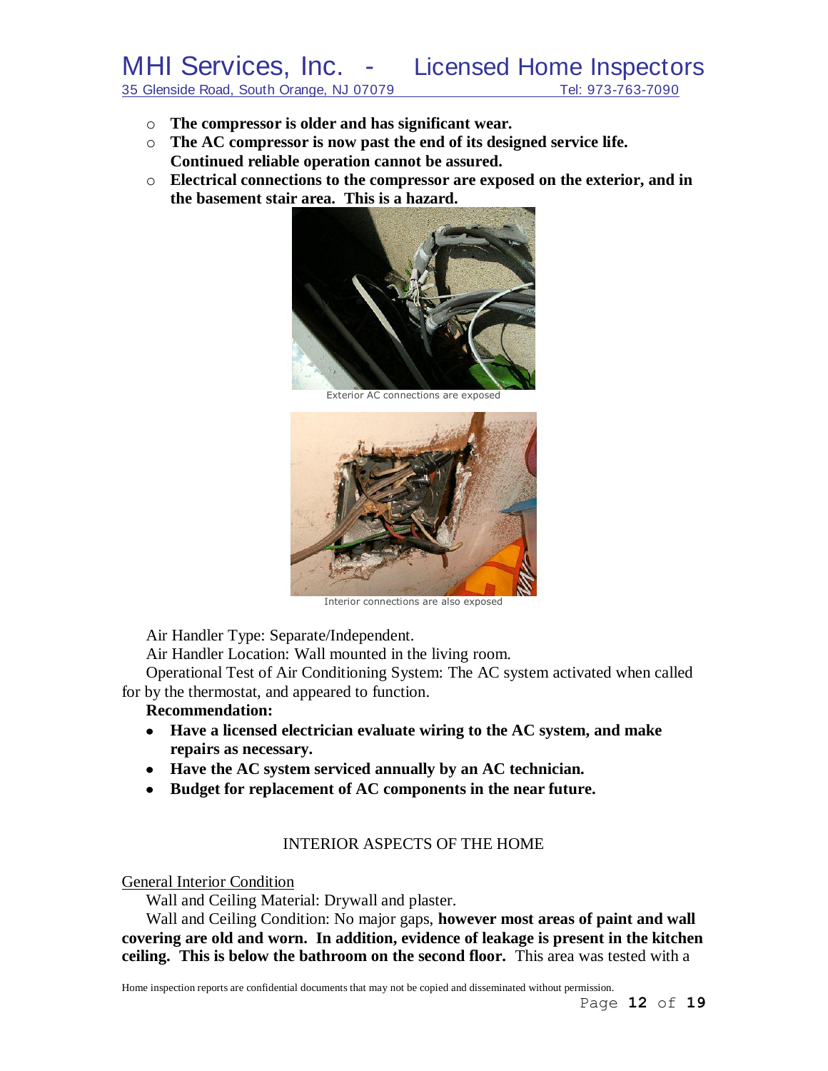- **The compressor is older and has significant wear.**
- **The AC compressor is now past the end of its designed service life. Continued reliable operation cannot be assured.**
- **Electrical connections to the compressor are exposed on the exterior, and in the basement stair area. This is a hazard.**

Exterior AC connections are exposed

Interior connections are also exposed

Air Handler Type: Separate/Independent.

Air Handler Location: Wall mounted in the living room.

Operational Test of Air Conditioning System: The AC system activated when called for by the thermostat, and appeared to function.

**Recommendation:**

- **Have a licensed electrician evaluate wiring to the AC system, and make repairs as necessary.**
- **Have the AC system serviced annually by an AC technician.**
- **Budget for replacement of AC components in the near future.**

## INTERIOR ASPECTS OF THE HOME

### General Interior Condition

Wall and Ceiling Material: Drywall and plaster.

Wall and Ceiling Condition: No major gaps, **however most areas of paint and wall covering are old and worn. In addition, evidence of leakage is present in the kitchen ceiling. This is below the bathroom on the second floor.** This area was tested with a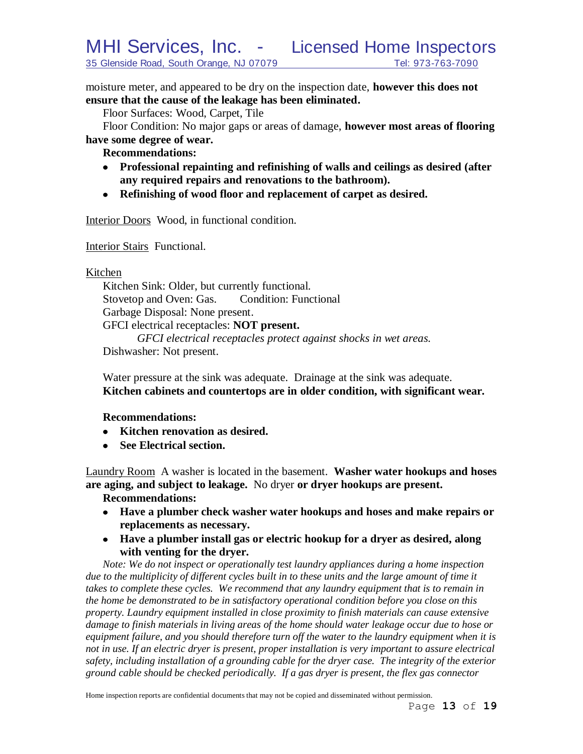moisture meter, and appeared to be dry on the inspection date, **however this does not ensure that the cause of the leakage has been eliminated.**

Floor Surfaces: Wood, Carpet, Tile

Floor Condition: No major gaps or areas of damage, **however most areas of flooring have some degree of wear.**

**Recommendations:**

- **Professional repainting and refinishing of walls and ceilings as desired (after any required repairs and renovations to the bathroom).**
- **Refinishing of wood floor and replacement of carpet as desired.**

Interior Doors Wood, in functional condition.

Interior Stairs Functional.

Kitchen

Kitchen Sink: Older, but currently functional.
Stovetop and Oven: Gas. Condition: Functional
Garbage Disposal: None present.
GFCI electrical receptacles: **NOT present.**

*GFCI electrical receptacles protect against shocks in wet areas.*

Dishwasher: Not present.

Water pressure at the sink was adequate. Drainage at the sink was adequate.
**Kitchen cabinets and countertops are in older condition, with significant wear.**

**Recommendations:**

- **Kitchen renovation as desired.**
- **See Electrical section.**

Laundry Room A washer is located in the basement. **Washer water hookups and hoses are aging, and subject to leakage.** No dryer **or dryer hookups are present.**

**Recommendations:**

- **Have a plumber check washer water hookups and hoses and make repairs or replacements as necessary.**
- **Have a plumber install gas or electric hookup for a dryer as desired, along with venting for the dryer.**

*Note: We do not inspect or operationally test laundry appliances during a home inspection due to the multiplicity of different cycles built in to these units and the large amount of time it takes to complete these cycles. We recommend that any laundry equipment that is to remain in the home be demonstrated to be in satisfactory operational condition before you close on this property. Laundry equipment installed in close proximity to finish materials can cause extensive damage to finish materials in living areas of the home should water leakage occur due to hose or equipment failure, and you should therefore turn off the water to the laundry equipment when it is not in use. If an electric dryer is present, proper installation is very important to assure electrical safety, including installation of a grounding cable for the dryer case. The integrity of the exterior ground cable should be checked periodically. If a gas dryer is present, the flex gas connector*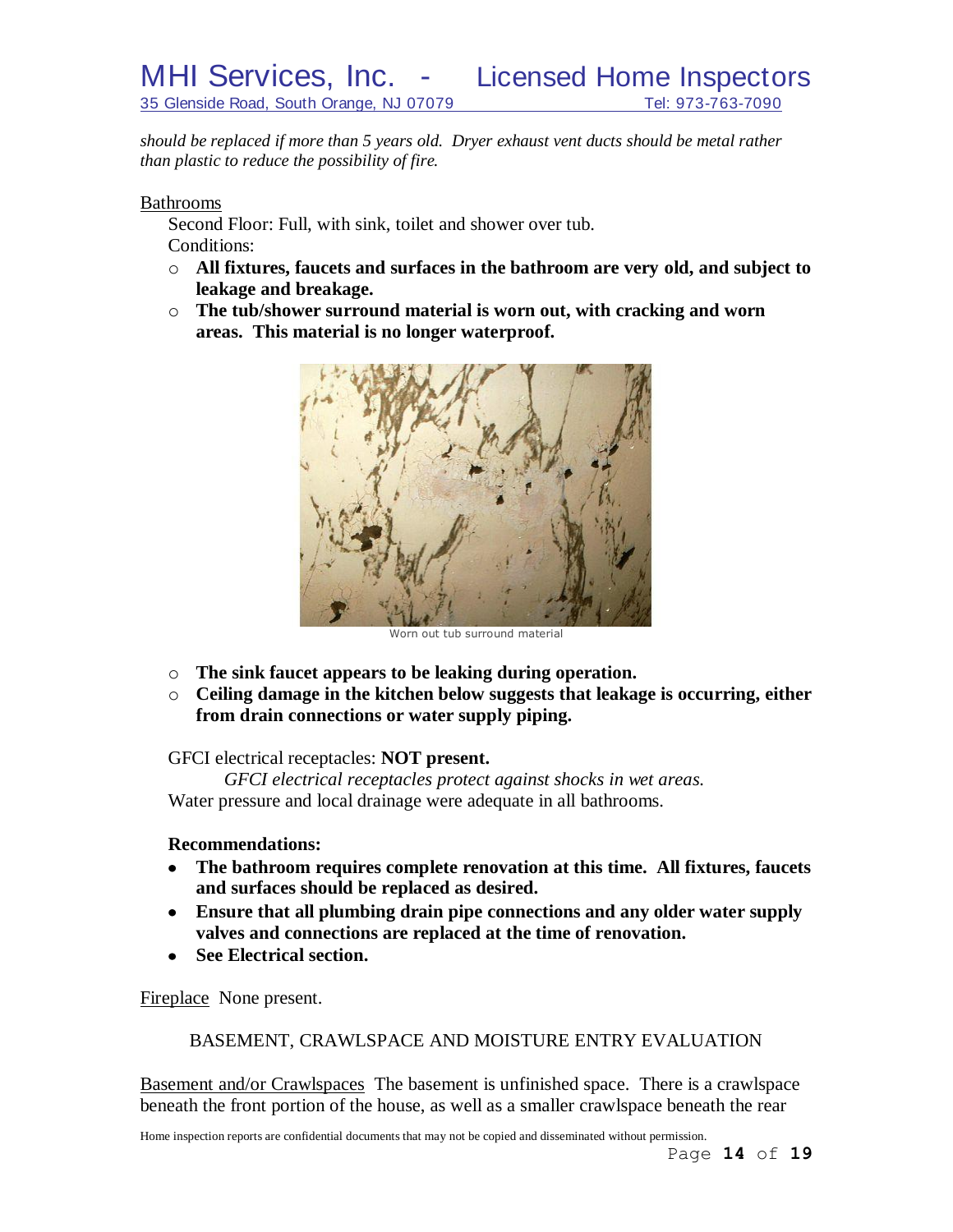*should be replaced if more than 5 years old. Dryer exhaust vent ducts should be metal rather than plastic to reduce the possibility of fire.*

Bathrooms

Second Floor: Full, with sink, toilet and shower over tub.

Conditions:

- **All fixtures, faucets and surfaces in the bathroom are very old, and subject to leakage and breakage.**
- **The tub/shower surround material is worn out, with cracking and worn areas. This material is no longer waterproof.**

Worn out tub surround material

- **The sink faucet appears to be leaking during operation.**
- **Ceiling damage in the kitchen below suggests that leakage is occurring, either from drain connections or water supply piping.**

GFCI electrical receptacles: **NOT present.**

*GFCI electrical receptacles protect against shocks in wet areas.*

Water pressure and local drainage were adequate in all bathrooms.

**Recommendations:**

- **The bathroom requires complete renovation at this time. All fixtures, faucets and surfaces should be replaced as desired.**
- **Ensure that all plumbing drain pipe connections and any older water supply valves and connections are replaced at the time of renovation.**
- **See Electrical section.**

Fireplace None present.

## BASEMENT, CRAWLSPACE AND MOISTURE ENTRY EVALUATION

Basement and/or Crawlspaces The basement is unfinished space. There is a crawlspace beneath the front portion of the house, as well as a smaller crawlspace beneath the rear

Home inspection reports are confidential documents that may not be copied and disseminated without permission.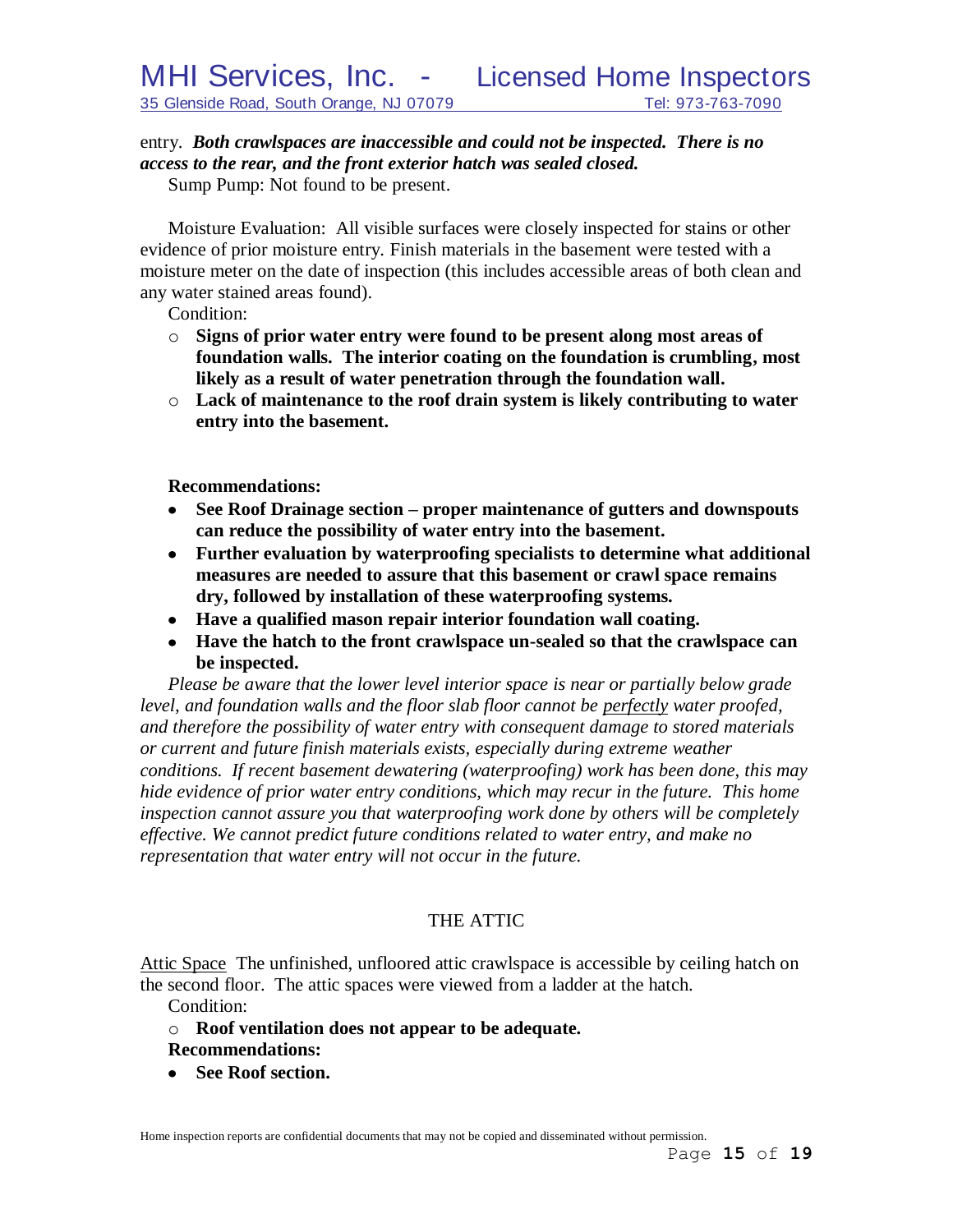entry. ***Both crawlspaces are inaccessible and could not be inspected. There is no access to the rear, and the front exterior hatch was sealed closed.***

Sump Pump: Not found to be present.

Moisture Evaluation: All visible surfaces were closely inspected for stains or other evidence of prior moisture entry. Finish materials in the basement were tested with a moisture meter on the date of inspection (this includes accessible areas of both clean and any water stained areas found).

Condition:

- **Signs of prior water entry were found to be present along most areas of foundation walls. The interior coating on the foundation is crumbling, most likely as a result of water penetration through the foundation wall.**
- **Lack of maintenance to the roof drain system is likely contributing to water entry into the basement.**

**Recommendations:**

- **See Roof Drainage section – proper maintenance of gutters and downspouts can reduce the possibility of water entry into the basement.**
- **Further evaluation by waterproofing specialists to determine what additional measures are needed to assure that this basement or crawl space remains dry, followed by installation of these waterproofing systems.**
- **Have a qualified mason repair interior foundation wall coating.**
- **Have the hatch to the front crawlspace un-sealed so that the crawlspace can be inspected.**

*Please be aware that the lower level interior space is near or partially below grade level, and foundation walls and the floor slab floor cannot be perfectly water proofed, and therefore the possibility of water entry with consequent damage to stored materials or current and future finish materials exists, especially during extreme weather conditions. If recent basement dewatering (waterproofing) work has been done, this may hide evidence of prior water entry conditions, which may recur in the future. This home inspection cannot assure you that waterproofing work done by others will be completely effective. We cannot predict future conditions related to water entry, and make no representation that water entry will not occur in the future.*

## THE ATTIC

Attic Space The unfinished, unfloored attic crawlspace is accessible by ceiling hatch on the second floor. The attic spaces were viewed from a ladder at the hatch.

Condition:

- **Roof ventilation does not appear to be adequate.**

**Recommendations:**

- **See Roof section.**

Home inspection reports are confidential documents that may not be copied and disseminated without permission.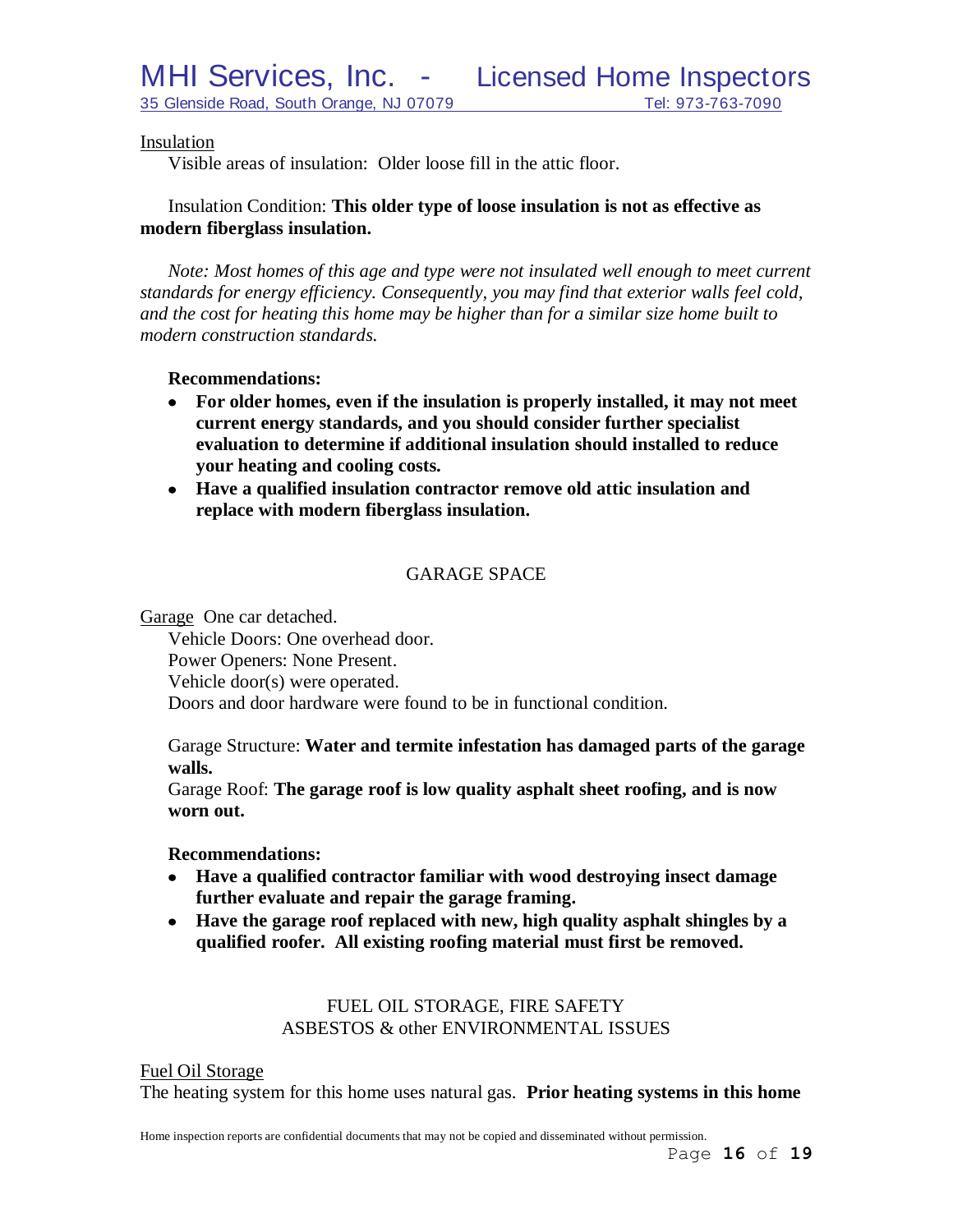Insulation

Visible areas of insulation: Older loose fill in the attic floor.

Insulation Condition: **This older type of loose insulation is not as effective as modern fiberglass insulation.**

*Note: Most homes of this age and type were not insulated well enough to meet current standards for energy efficiency. Consequently, you may find that exterior walls feel cold, and the cost for heating this home may be higher than for a similar size home built to modern construction standards.*

**Recommendations:**

- **For older homes, even if the insulation is properly installed, it may not meet current energy standards, and you should consider further specialist evaluation to determine if additional insulation should installed to reduce your heating and cooling costs.**
- **Have a qualified insulation contractor remove old attic insulation and replace with modern fiberglass insulation.**

## GARAGE SPACE

Garage One car detached.

Vehicle Doors: One overhead door.
Power Openers: None Present.
Vehicle door(s) were operated.
Doors and door hardware were found to be in functional condition.

Garage Structure: **Water and termite infestation has damaged parts of the garage walls.**
Garage Roof: **The garage roof is low quality asphalt sheet roofing, and is now worn out.**

**Recommendations:**

- **Have a qualified contractor familiar with wood destroying insect damage further evaluate and repair the garage framing.**
- **Have the garage roof replaced with new, high quality asphalt shingles by a qualified roofer. All existing roofing material must first be removed.**

## FUEL OIL STORAGE, FIRE SAFETY ASBESTOS & other ENVIRONMENTAL ISSUES

Fuel Oil Storage

The heating system for this home uses natural gas. **Prior heating systems in this home**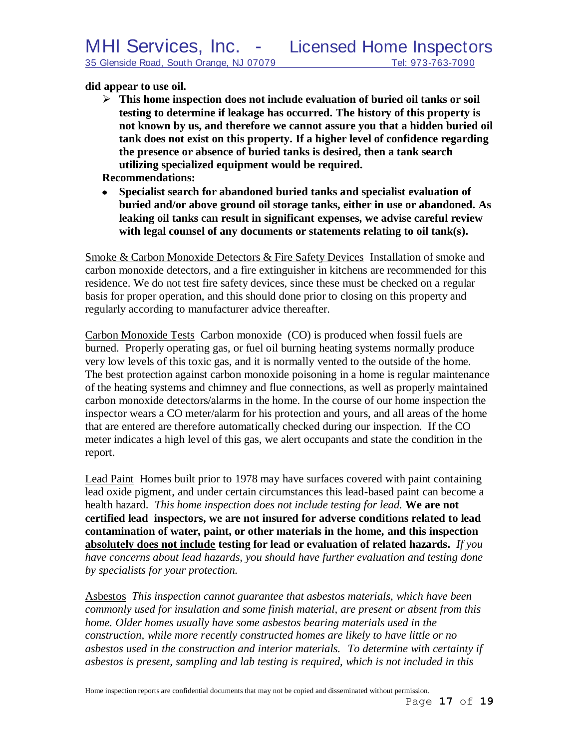**did appear to use oil.**

- **This home inspection does not include evaluation of buried oil tanks or soil testing to determine if leakage has occurred. The history of this property is not known by us, and therefore we cannot assure you that a hidden buried oil tank does not exist on this property. If a higher level of confidence regarding the presence or absence of buried tanks is desired, then a tank search utilizing specialized equipment would be required.**

**Recommendations:**

- **Specialist search for abandoned buried tanks and specialist evaluation of buried and/or above ground oil storage tanks, either in use or abandoned. As leaking oil tanks can result in significant expenses, we advise careful review with legal counsel of any documents or statements relating to oil tank(s).**

<u>Smoke & Carbon Monoxide Detectors & Fire Safety Devices</u> Installation of smoke and carbon monoxide detectors, and a fire extinguisher in kitchens are recommended for this residence. We do not test fire safety devices, since these must be checked on a regular basis for proper operation, and this should done prior to closing on this property and regularly according to manufacturer advice thereafter.

<u>Carbon Monoxide Tests</u> Carbon monoxide (CO) is produced when fossil fuels are burned. Properly operating gas, or fuel oil burning heating systems normally produce very low levels of this toxic gas, and it is normally vented to the outside of the home. The best protection against carbon monoxide poisoning in a home is regular maintenance of the heating systems and chimney and flue connections, as well as properly maintained carbon monoxide detectors/alarms in the home. In the course of our home inspection the inspector wears a CO meter/alarm for his protection and yours, and all areas of the home that are entered are therefore automatically checked during our inspection. If the CO meter indicates a high level of this gas, we alert occupants and state the condition in the report.

<u>Lead Paint</u> Homes built prior to 1978 may have surfaces covered with paint containing lead oxide pigment, and under certain circumstances this lead-based paint can become a health hazard. *This home inspection does not include testing for lead.* **We are not certified lead inspectors, we are not insured for adverse conditions related to lead contamination of water, paint, or other materials in the home, and this inspection <u>absolutely does not include</u> testing for lead or evaluation of related hazards.** *If you have concerns about lead hazards, you should have further evaluation and testing done by specialists for your protection.*

<u>Asbestos</u> *This inspection cannot guarantee that asbestos materials, which have been commonly used for insulation and some finish material, are present or absent from this home. Older homes usually have some asbestos bearing materials used in the construction, while more recently constructed homes are likely to have little or no asbestos used in the construction and interior materials. To determine with certainty if asbestos is present, sampling and lab testing is required, which is not included in this*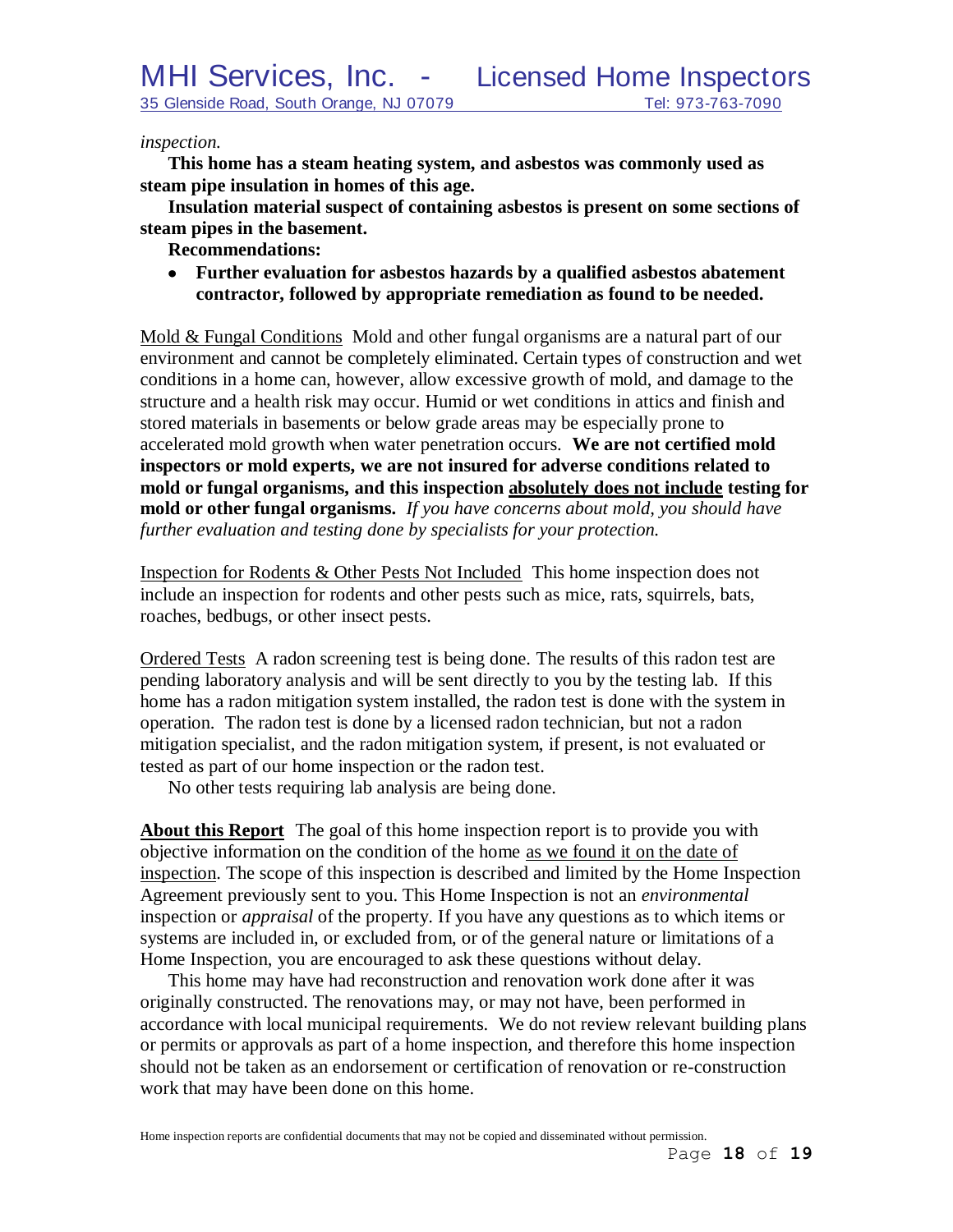*inspection.*

**This home has a steam heating system, and asbestos was commonly used as steam pipe insulation in homes of this age.**

**Insulation material suspect of containing asbestos is present on some sections of steam pipes in the basement.**

**Recommendations:**

- **Further evaluation for asbestos hazards by a qualified asbestos abatement contractor, followed by appropriate remediation as found to be needed.**

<u>Mold & Fungal Conditions</u> Mold and other fungal organisms are a natural part of our environment and cannot be completely eliminated. Certain types of construction and wet conditions in a home can, however, allow excessive growth of mold, and damage to the structure and a health risk may occur. Humid or wet conditions in attics and finish and stored materials in basements or below grade areas may be especially prone to accelerated mold growth when water penetration occurs. **We are not certified mold inspectors or mold experts, we are not insured for adverse conditions related to mold or fungal organisms, and this inspection <u>absolutely does not include</u> testing for mold or other fungal organisms.** *If you have concerns about mold, you should have further evaluation and testing done by specialists for your protection.*

<u>Inspection for Rodents & Other Pests Not Included</u> This home inspection does not include an inspection for rodents and other pests such as mice, rats, squirrels, bats, roaches, bedbugs, or other insect pests.

<u>Ordered Tests</u> A radon screening test is being done. The results of this radon test are pending laboratory analysis and will be sent directly to you by the testing lab. If this home has a radon mitigation system installed, the radon test is done with the system in operation. The radon test is done by a licensed radon technician, but not a radon mitigation specialist, and the radon mitigation system, if present, is not evaluated or tested as part of our home inspection or the radon test.

No other tests requiring lab analysis are being done.

**<u>About this Report</u>** The goal of this home inspection report is to provide you with objective information on the condition of the home <u>as we found it on the date of inspection</u>. The scope of this inspection is described and limited by the Home Inspection Agreement previously sent to you. This Home Inspection is not an *environmental* inspection or *appraisal* of the property. If you have any questions as to which items or systems are included in, or excluded from, or of the general nature or limitations of a Home Inspection, you are encouraged to ask these questions without delay.

This home may have had reconstruction and renovation work done after it was originally constructed. The renovations may, or may not have, been performed in accordance with local municipal requirements. We do not review relevant building plans or permits or approvals as part of a home inspection, and therefore this home inspection should not be taken as an endorsement or certification of renovation or re-construction work that may have been done on this home.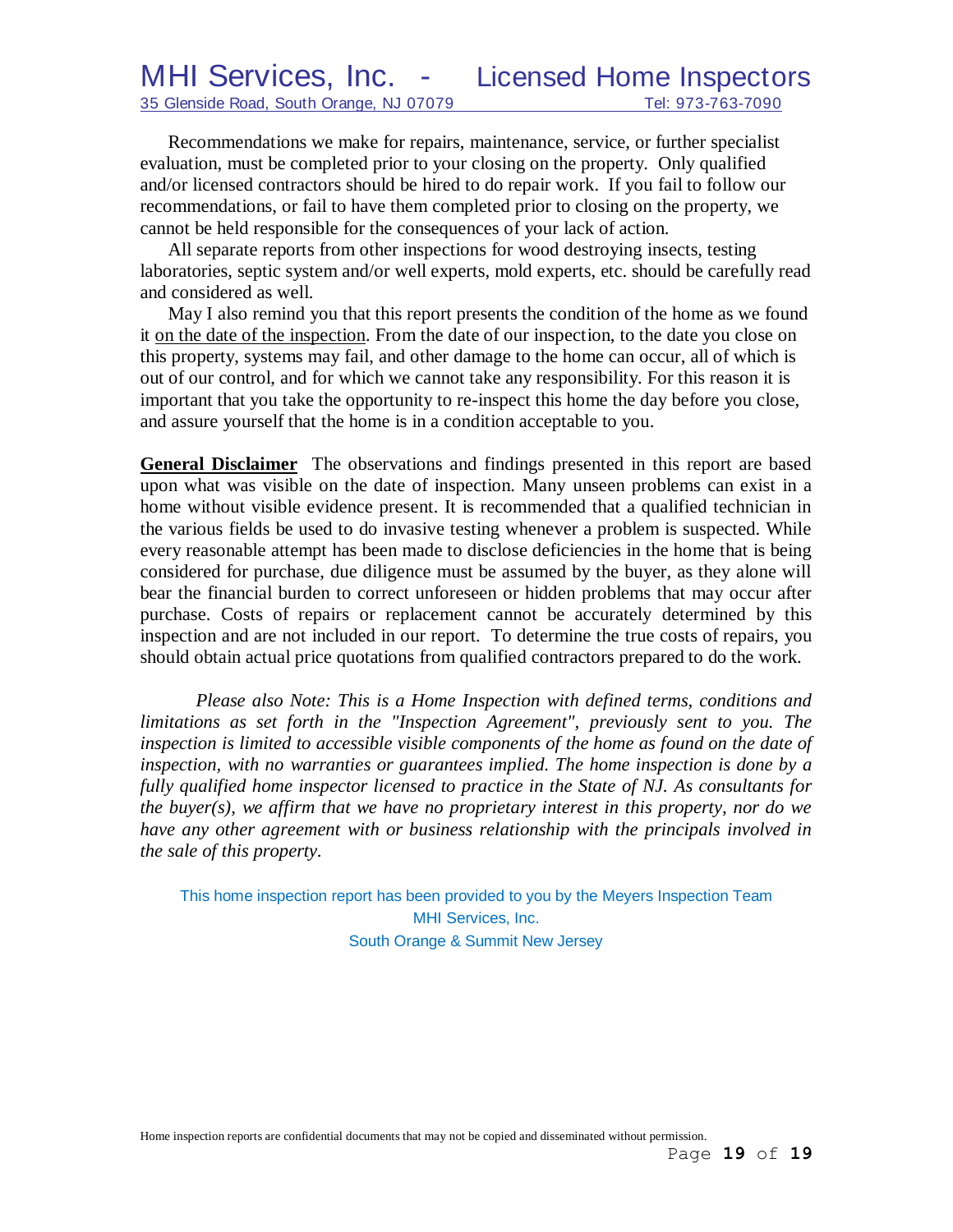Recommendations we make for repairs, maintenance, service, or further specialist evaluation, must be completed prior to your closing on the property. Only qualified and/or licensed contractors should be hired to do repair work. If you fail to follow our recommendations, or fail to have them completed prior to closing on the property, we cannot be held responsible for the consequences of your lack of action.

All separate reports from other inspections for wood destroying insects, testing laboratories, septic system and/or well experts, mold experts, etc. should be carefully read and considered as well.

May I also remind you that this report presents the condition of the home as we found it on the date of the inspection. From the date of our inspection, to the date you close on this property, systems may fail, and other damage to the home can occur, all of which is out of our control, and for which we cannot take any responsibility. For this reason it is important that you take the opportunity to re-inspect this home the day before you close, and assure yourself that the home is in a condition acceptable to you.

**General Disclaimer** The observations and findings presented in this report are based upon what was visible on the date of inspection. Many unseen problems can exist in a home without visible evidence present. It is recommended that a qualified technician in the various fields be used to do invasive testing whenever a problem is suspected. While every reasonable attempt has been made to disclose deficiencies in the home that is being considered for purchase, due diligence must be assumed by the buyer, as they alone will bear the financial burden to correct unforeseen or hidden problems that may occur after purchase. Costs of repairs or replacement cannot be accurately determined by this inspection and are not included in our report. To determine the true costs of repairs, you should obtain actual price quotations from qualified contractors prepared to do the work.

*Please also Note: This is a Home Inspection with defined terms, conditions and limitations as set forth in the "Inspection Agreement", previously sent to you. The inspection is limited to accessible visible components of the home as found on the date of inspection, with no warranties or guarantees implied. The home inspection is done by a fully qualified home inspector licensed to practice in the State of NJ. As consultants for the buyer(s), we affirm that we have no proprietary interest in this property, nor do we have any other agreement with or business relationship with the principals involved in the sale of this property.*

This home inspection report has been provided to you by the Meyers Inspection Team
MHI Services, Inc.
South Orange & Summit New Jersey

Home inspection reports are confidential documents that may not be copied and disseminated without permission.